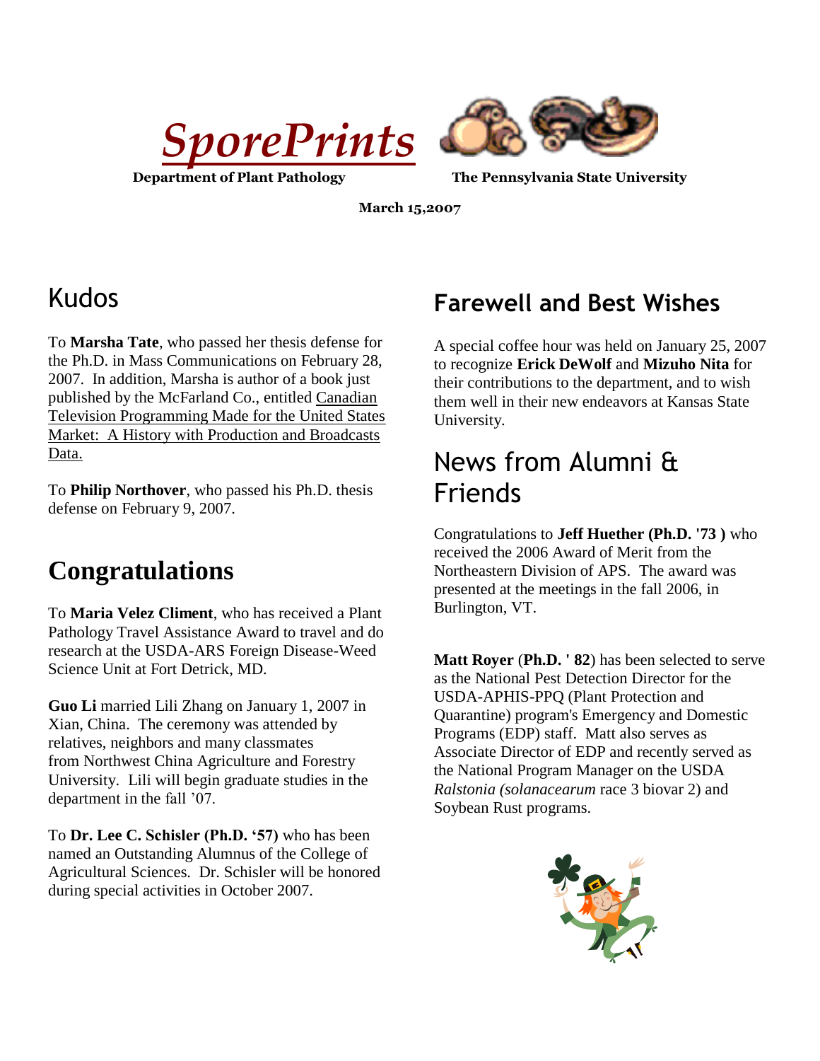# *SporePrints*

**Department of Plant Pathology** **The Pennsylvania State University**

**March 15,2007**

## Kudos

To **Marsha Tate**, who passed her thesis defense for the Ph.D. in Mass Communications on February 28, 2007. In addition, Marsha is author of a book just published by the McFarland Co., entitled Canadian Television Programming Made for the United States Market: A History with Production and Broadcasts Data.

To **Philip Northover**, who passed his Ph.D. thesis defense on February 9, 2007.

## Congratulations

To **Maria Velez Climent**, who has received a Plant Pathology Travel Assistance Award to travel and do research at the USDA-ARS Foreign Disease-Weed Science Unit at Fort Detrick, MD.

**Guo Li** married Lili Zhang on January 1, 2007 in Xian, China. The ceremony was attended by relatives, neighbors and many classmates from Northwest China Agriculture and Forestry University. Lili will begin graduate studies in the department in the fall '07.

To **Dr. Lee C. Schisler (Ph.D. '57)** who has been named an Outstanding Alumnus of the College of Agricultural Sciences. Dr. Schisler will be honored during special activities in October 2007.

## Farewell and Best Wishes

A special coffee hour was held on January 25, 2007 to recognize **Erick DeWolf** and **Mizuho Nita** for their contributions to the department, and to wish them well in their new endeavors at Kansas State University.

## News from Alumni & Friends

Congratulations to **Jeff Huether (Ph.D. '73 )** who received the 2006 Award of Merit from the Northeastern Division of APS. The award was presented at the meetings in the fall 2006, in Burlington, VT.

**Matt Royer** (**Ph.D. ' 82**) has been selected to serve as the National Pest Detection Director for the USDA-APHIS-PPQ (Plant Protection and Quarantine) program's Emergency and Domestic Programs (EDP) staff. Matt also serves as Associate Director of EDP and recently served as the National Program Manager on the USDA *Ralstonia (solanacearum* race 3 biovar 2) and Soybean Rust programs.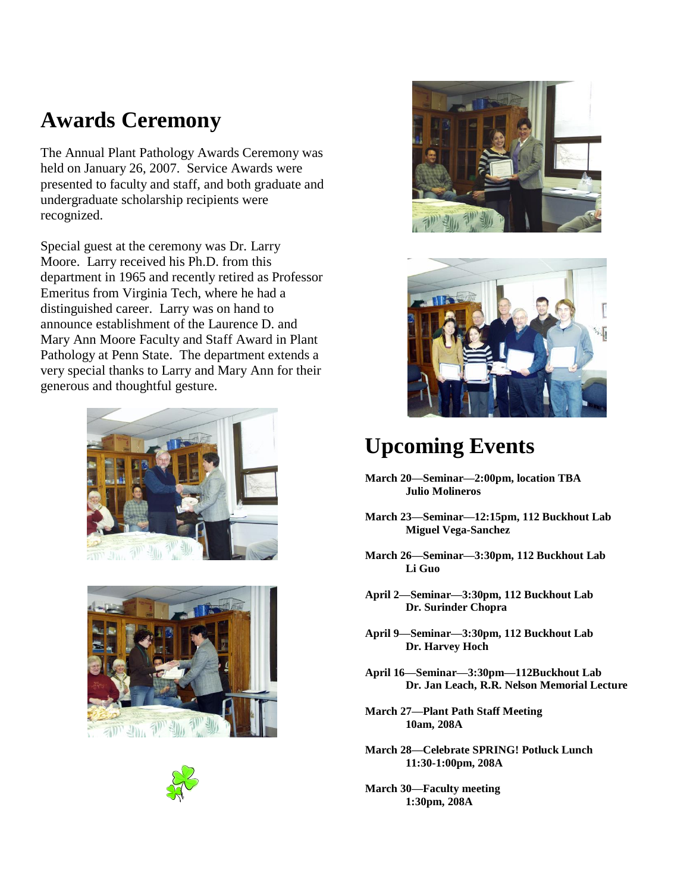## Awards Ceremony

The Annual Plant Pathology Awards Ceremony was held on January 26, 2007. Service Awards were presented to faculty and staff, and both graduate and undergraduate scholarship recipients were recognized.

Special guest at the ceremony was Dr. Larry Moore. Larry received his Ph.D. from this department in 1965 and recently retired as Professor Emeritus from Virginia Tech, where he had a distinguished career. Larry was on hand to announce establishment of the Laurence D. and Mary Ann Moore Faculty and Staff Award in Plant Pathology at Penn State. The department extends a very special thanks to Larry and Mary Ann for their generous and thoughtful gesture.

## Upcoming Events

**March 20—Seminar—2:00pm, location TBA**
**Julio Molineros**

**March 23—Seminar—12:15pm, 112 Buckhout Lab**
**Miguel Vega-Sanchez**

**March 26—Seminar—3:30pm, 112 Buckhout Lab**
**Li Guo**

**April 2—Seminar—3:30pm, 112 Buckhout Lab**
**Dr. Surinder Chopra**

**April 9—Seminar—3:30pm, 112 Buckhout Lab**
**Dr. Harvey Hoch**

**April 16—Seminar—3:30pm—112Buckhout Lab**
**Dr. Jan Leach, R.R. Nelson Memorial Lecture**

**March 27—Plant Path Staff Meeting**
**10am, 208A**

**March 28—Celebrate SPRING! Potluck Lunch**
**11:30-1:00pm, 208A**

**March 30—Faculty meeting**
**1:30pm, 208A**